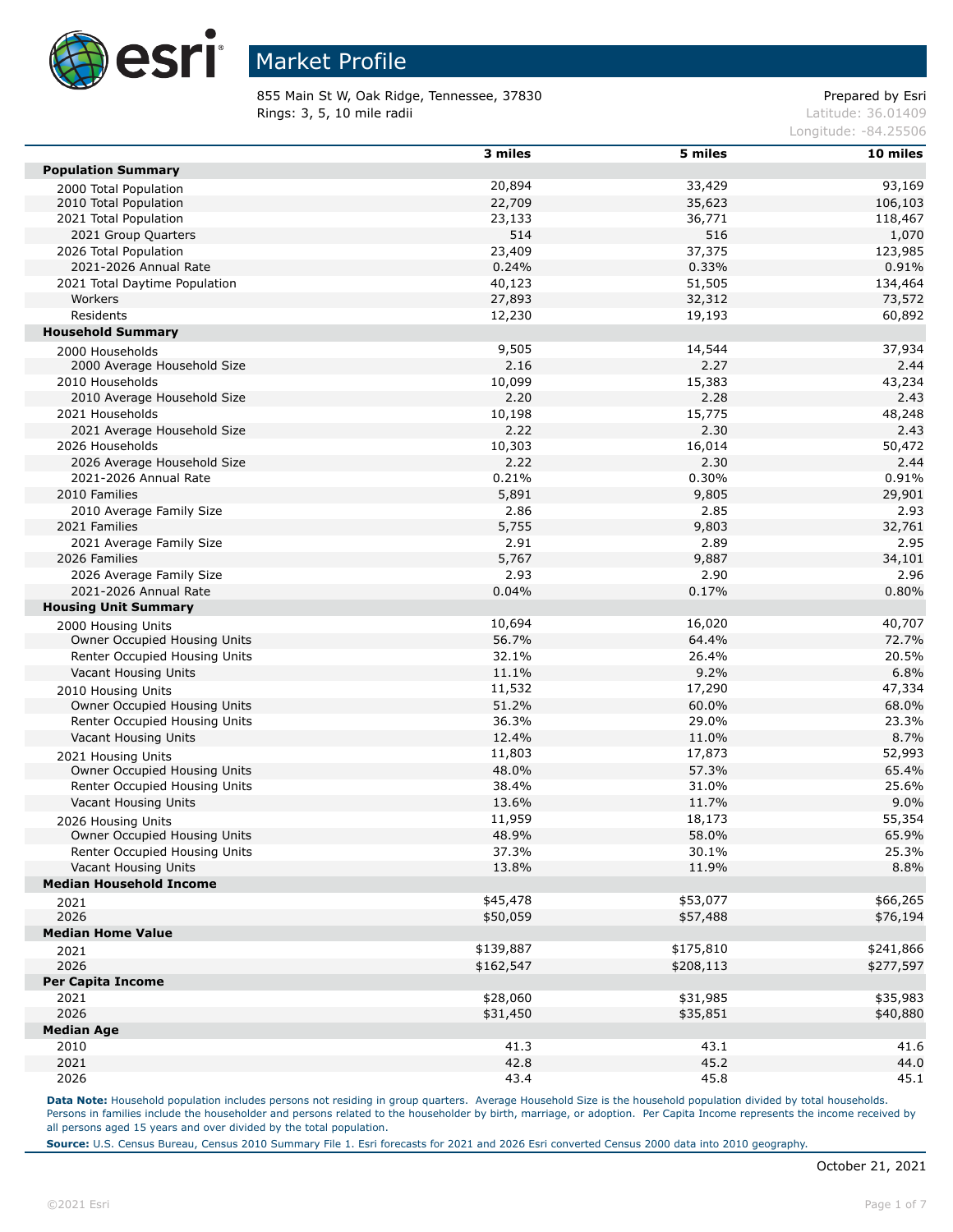# Market Profile

855 Main St W, Oak Ridge, Tennessee, 37830
Rings: 3, 5, 10 mile radii

Prepared by Esri
Latitude: 36.01409
Longitude: -84.25506

| | 3 miles | 5 miles | 10 miles |
|---|---|---|---|
| **Population Summary** | | | |
| 2000 Total Population | 20,894 | 33,429 | 93,169 |
| 2010 Total Population | 22,709 | 35,623 | 106,103 |
| 2021 Total Population | 23,133 | 36,771 | 118,467 |
| 2021 Group Quarters | 514 | 516 | 1,070 |
| 2026 Total Population | 23,409 | 37,375 | 123,985 |
| 2021-2026 Annual Rate | 0.24% | 0.33% | 0.91% |
| 2021 Total Daytime Population | 40,123 | 51,505 | 134,464 |
| Workers | 27,893 | 32,312 | 73,572 |
| Residents | 12,230 | 19,193 | 60,892 |
| **Household Summary** | | | |
| 2000 Households | 9,505 | 14,544 | 37,934 |
| 2000 Average Household Size | 2.16 | 2.27 | 2.44 |
| 2010 Households | 10,099 | 15,383 | 43,234 |
| 2010 Average Household Size | 2.20 | 2.28 | 2.43 |
| 2021 Households | 10,198 | 15,775 | 48,248 |
| 2021 Average Household Size | 2.22 | 2.30 | 2.43 |
| 2026 Households | 10,303 | 16,014 | 50,472 |
| 2026 Average Household Size | 2.22 | 2.30 | 2.44 |
| 2021-2026 Annual Rate | 0.21% | 0.30% | 0.91% |
| 2010 Families | 5,891 | 9,805 | 29,901 |
| 2010 Average Family Size | 2.86 | 2.85 | 2.93 |
| 2021 Families | 5,755 | 9,803 | 32,761 |
| 2021 Average Family Size | 2.91 | 2.89 | 2.95 |
| 2026 Families | 5,767 | 9,887 | 34,101 |
| 2026 Average Family Size | 2.93 | 2.90 | 2.96 |
| 2021-2026 Annual Rate | 0.04% | 0.17% | 0.80% |
| **Housing Unit Summary** | | | |
| 2000 Housing Units | 10,694 | 16,020 | 40,707 |
| Owner Occupied Housing Units | 56.7% | 64.4% | 72.7% |
| Renter Occupied Housing Units | 32.1% | 26.4% | 20.5% |
| Vacant Housing Units | 11.1% | 9.2% | 6.8% |
| 2010 Housing Units | 11,532 | 17,290 | 47,334 |
| Owner Occupied Housing Units | 51.2% | 60.0% | 68.0% |
| Renter Occupied Housing Units | 36.3% | 29.0% | 23.3% |
| Vacant Housing Units | 12.4% | 11.0% | 8.7% |
| 2021 Housing Units | 11,803 | 17,873 | 52,993 |
| Owner Occupied Housing Units | 48.0% | 57.3% | 65.4% |
| Renter Occupied Housing Units | 38.4% | 31.0% | 25.6% |
| Vacant Housing Units | 13.6% | 11.7% | 9.0% |
| 2026 Housing Units | 11,959 | 18,173 | 55,354 |
| Owner Occupied Housing Units | 48.9% | 58.0% | 65.9% |
| Renter Occupied Housing Units | 37.3% | 30.1% | 25.3% |
| Vacant Housing Units | 13.8% | 11.9% | 8.8% |
| **Median Household Income** | | | |
| 2021 | $45,478 | $53,077 | $66,265 |
| 2026 | $50,059 | $57,488 | $76,194 |
| **Median Home Value** | | | |
| 2021 | $139,887 | $175,810 | $241,866 |
| 2026 | $162,547 | $208,113 | $277,597 |
| **Per Capita Income** | | | |
| 2021 | $28,060 | $31,985 | $35,983 |
| 2026 | $31,450 | $35,851 | $40,880 |
| **Median Age** | | | |
| 2010 | 41.3 | 43.1 | 41.6 |
| 2021 | 42.8 | 45.2 | 44.0 |
| 2026 | 43.4 | 45.8 | 45.1 |

**Data Note:** Household population includes persons not residing in group quarters. Average Household Size is the household population divided by total households. Persons in families include the householder and persons related to the householder by birth, marriage, or adoption. Per Capita Income represents the income received by all persons aged 15 years and over divided by the total population.

**Source:** U.S. Census Bureau, Census 2010 Summary File 1. Esri forecasts for 2021 and 2026 Esri converted Census 2000 data into 2010 geography.

October 21, 2021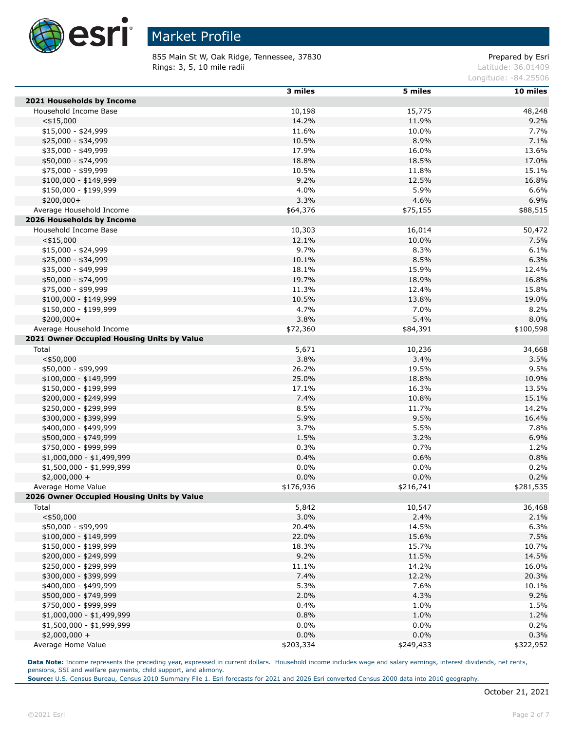# Market Profile

855 Main St W, Oak Ridge, Tennessee, 37830
Rings: 3, 5, 10 mile radii

Prepared by Esri
Latitude: 36.01409
Longitude: -84.25506

| | 3 miles | 5 miles | 10 miles |
|---|---|---|---|
| **2021 Households by Income** | | | |
| Household Income Base | 10,198 | 15,775 | 48,248 |
| <$15,000 | 14.2% | 11.9% | 9.2% |
| $15,000 - $24,999 | 11.6% | 10.0% | 7.7% |
| $25,000 - $34,999 | 10.5% | 8.9% | 7.1% |
| $35,000 - $49,999 | 17.9% | 16.0% | 13.6% |
| $50,000 - $74,999 | 18.8% | 18.5% | 17.0% |
| $75,000 - $99,999 | 10.5% | 11.8% | 15.1% |
| $100,000 - $149,999 | 9.2% | 12.5% | 16.8% |
| $150,000 - $199,999 | 4.0% | 5.9% | 6.6% |
| $200,000+ | 3.3% | 4.6% | 6.9% |
| Average Household Income | $64,376 | $75,155 | $88,515 |
| **2026 Households by Income** | | | |
| Household Income Base | 10,303 | 16,014 | 50,472 |
| <$15,000 | 12.1% | 10.0% | 7.5% |
| $15,000 - $24,999 | 9.7% | 8.3% | 6.1% |
| $25,000 - $34,999 | 10.1% | 8.5% | 6.3% |
| $35,000 - $49,999 | 18.1% | 15.9% | 12.4% |
| $50,000 - $74,999 | 19.7% | 18.9% | 16.8% |
| $75,000 - $99,999 | 11.3% | 12.4% | 15.8% |
| $100,000 - $149,999 | 10.5% | 13.8% | 19.0% |
| $150,000 - $199,999 | 4.7% | 7.0% | 8.2% |
| $200,000+ | 3.8% | 5.4% | 8.0% |
| Average Household Income | $72,360 | $84,391 | $100,598 |
| **2021 Owner Occupied Housing Units by Value** | | | |
| Total | 5,671 | 10,236 | 34,668 |
| <$50,000 | 3.8% | 3.4% | 3.5% |
| $50,000 - $99,999 | 26.2% | 19.5% | 9.5% |
| $100,000 - $149,999 | 25.0% | 18.8% | 10.9% |
| $150,000 - $199,999 | 17.1% | 16.3% | 13.5% |
| $200,000 - $249,999 | 7.4% | 10.8% | 15.1% |
| $250,000 - $299,999 | 8.5% | 11.7% | 14.2% |
| $300,000 - $399,999 | 5.9% | 9.5% | 16.4% |
| $400,000 - $499,999 | 3.7% | 5.5% | 7.8% |
| $500,000 - $749,999 | 1.5% | 3.2% | 6.9% |
| $750,000 - $999,999 | 0.3% | 0.7% | 1.2% |
| $1,000,000 - $1,499,999 | 0.4% | 0.6% | 0.8% |
| $1,500,000 - $1,999,999 | 0.0% | 0.0% | 0.2% |
| $2,000,000 + | 0.0% | 0.0% | 0.2% |
| Average Home Value | $176,936 | $216,741 | $281,535 |
| **2026 Owner Occupied Housing Units by Value** | | | |
| Total | 5,842 | 10,547 | 36,468 |
| <$50,000 | 3.0% | 2.4% | 2.1% |
| $50,000 - $99,999 | 20.4% | 14.5% | 6.3% |
| $100,000 - $149,999 | 22.0% | 15.6% | 7.5% |
| $150,000 - $199,999 | 18.3% | 15.7% | 10.7% |
| $200,000 - $249,999 | 9.2% | 11.5% | 14.5% |
| $250,000 - $299,999 | 11.1% | 14.2% | 16.0% |
| $300,000 - $399,999 | 7.4% | 12.2% | 20.3% |
| $400,000 - $499,999 | 5.3% | 7.6% | 10.1% |
| $500,000 - $749,999 | 2.0% | 4.3% | 9.2% |
| $750,000 - $999,999 | 0.4% | 1.0% | 1.5% |
| $1,000,000 - $1,499,999 | 0.8% | 1.0% | 1.2% |
| $1,500,000 - $1,999,999 | 0.0% | 0.0% | 0.2% |
| $2,000,000 + | 0.0% | 0.0% | 0.3% |
| Average Home Value | $203,334 | $249,433 | $322,952 |

**Data Note:** Income represents the preceding year, expressed in current dollars. Household income includes wage and salary earnings, interest dividends, net rents, pensions, SSI and welfare payments, child support, and alimony.
**Source:** U.S. Census Bureau, Census 2010 Summary File 1. Esri forecasts for 2021 and 2026 Esri converted Census 2000 data into 2010 geography.

October 21, 2021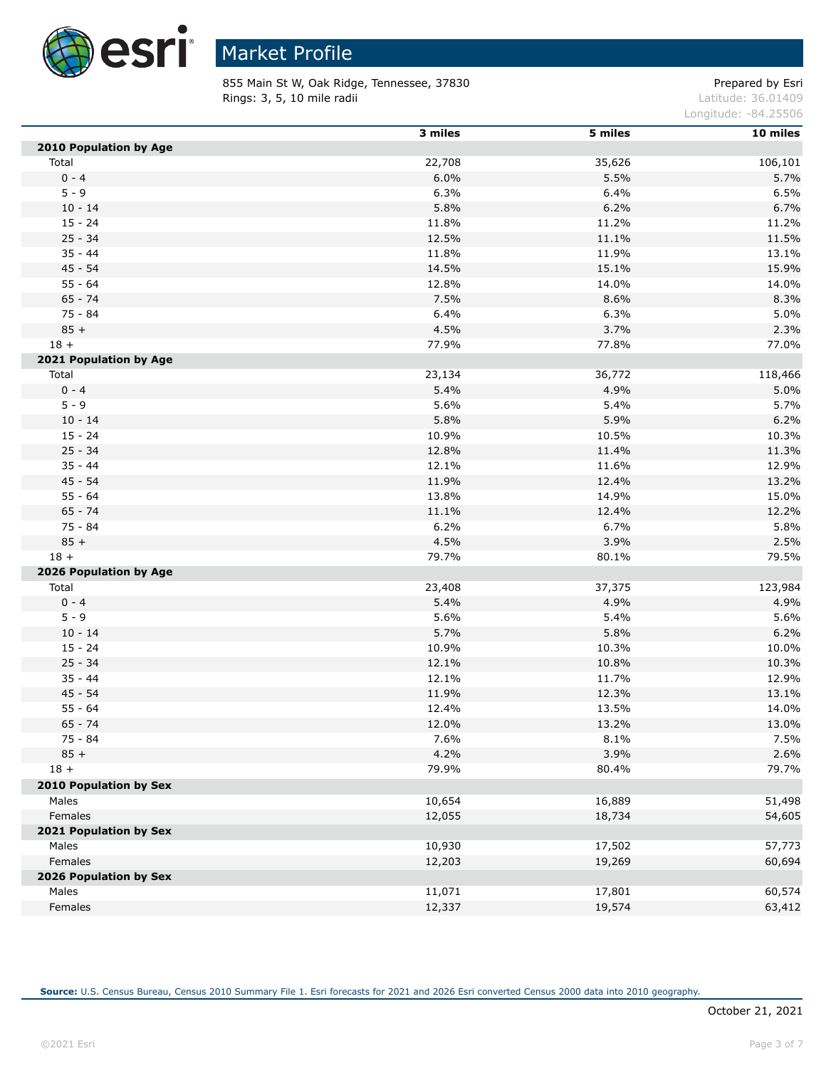# Market Profile

855 Main St W, Oak Ridge, Tennessee, 37830
Rings: 3, 5, 10 mile radii

Prepared by Esri
Latitude: 36.01409
Longitude: -84.25506

| | 3 miles | 5 miles | 10 miles |
|---|---|---|---|
| **2010 Population by Age** | | | |
| Total | 22,708 | 35,626 | 106,101 |
| 0 - 4 | 6.0% | 5.5% | 5.7% |
| 5 - 9 | 6.3% | 6.4% | 6.5% |
| 10 - 14 | 5.8% | 6.2% | 6.7% |
| 15 - 24 | 11.8% | 11.2% | 11.2% |
| 25 - 34 | 12.5% | 11.1% | 11.5% |
| 35 - 44 | 11.8% | 11.9% | 13.1% |
| 45 - 54 | 14.5% | 15.1% | 15.9% |
| 55 - 64 | 12.8% | 14.0% | 14.0% |
| 65 - 74 | 7.5% | 8.6% | 8.3% |
| 75 - 84 | 6.4% | 6.3% | 5.0% |
| 85 + | 4.5% | 3.7% | 2.3% |
| 18 + | 77.9% | 77.8% | 77.0% |
| **2021 Population by Age** | | | |
| Total | 23,134 | 36,772 | 118,466 |
| 0 - 4 | 5.4% | 4.9% | 5.0% |
| 5 - 9 | 5.6% | 5.4% | 5.7% |
| 10 - 14 | 5.8% | 5.9% | 6.2% |
| 15 - 24 | 10.9% | 10.5% | 10.3% |
| 25 - 34 | 12.8% | 11.4% | 11.3% |
| 35 - 44 | 12.1% | 11.6% | 12.9% |
| 45 - 54 | 11.9% | 12.4% | 13.2% |
| 55 - 64 | 13.8% | 14.9% | 15.0% |
| 65 - 74 | 11.1% | 12.4% | 12.2% |
| 75 - 84 | 6.2% | 6.7% | 5.8% |
| 85 + | 4.5% | 3.9% | 2.5% |
| 18 + | 79.7% | 80.1% | 79.5% |
| **2026 Population by Age** | | | |
| Total | 23,408 | 37,375 | 123,984 |
| 0 - 4 | 5.4% | 4.9% | 4.9% |
| 5 - 9 | 5.6% | 5.4% | 5.6% |
| 10 - 14 | 5.7% | 5.8% | 6.2% |
| 15 - 24 | 10.9% | 10.3% | 10.0% |
| 25 - 34 | 12.1% | 10.8% | 10.3% |
| 35 - 44 | 12.1% | 11.7% | 12.9% |
| 45 - 54 | 11.9% | 12.3% | 13.1% |
| 55 - 64 | 12.4% | 13.5% | 14.0% |
| 65 - 74 | 12.0% | 13.2% | 13.0% |
| 75 - 84 | 7.6% | 8.1% | 7.5% |
| 85 + | 4.2% | 3.9% | 2.6% |
| 18 + | 79.9% | 80.4% | 79.7% |
| **2010 Population by Sex** | | | |
| Males | 10,654 | 16,889 | 51,498 |
| Females | 12,055 | 18,734 | 54,605 |
| **2021 Population by Sex** | | | |
| Males | 10,930 | 17,502 | 57,773 |
| Females | 12,203 | 19,269 | 60,694 |
| **2026 Population by Sex** | | | |
| Males | 11,071 | 17,801 | 60,574 |
| Females | 12,337 | 19,574 | 63,412 |

**Source:** U.S. Census Bureau, Census 2010 Summary File 1. Esri forecasts for 2021 and 2026 Esri converted Census 2000 data into 2010 geography.

October 21, 2021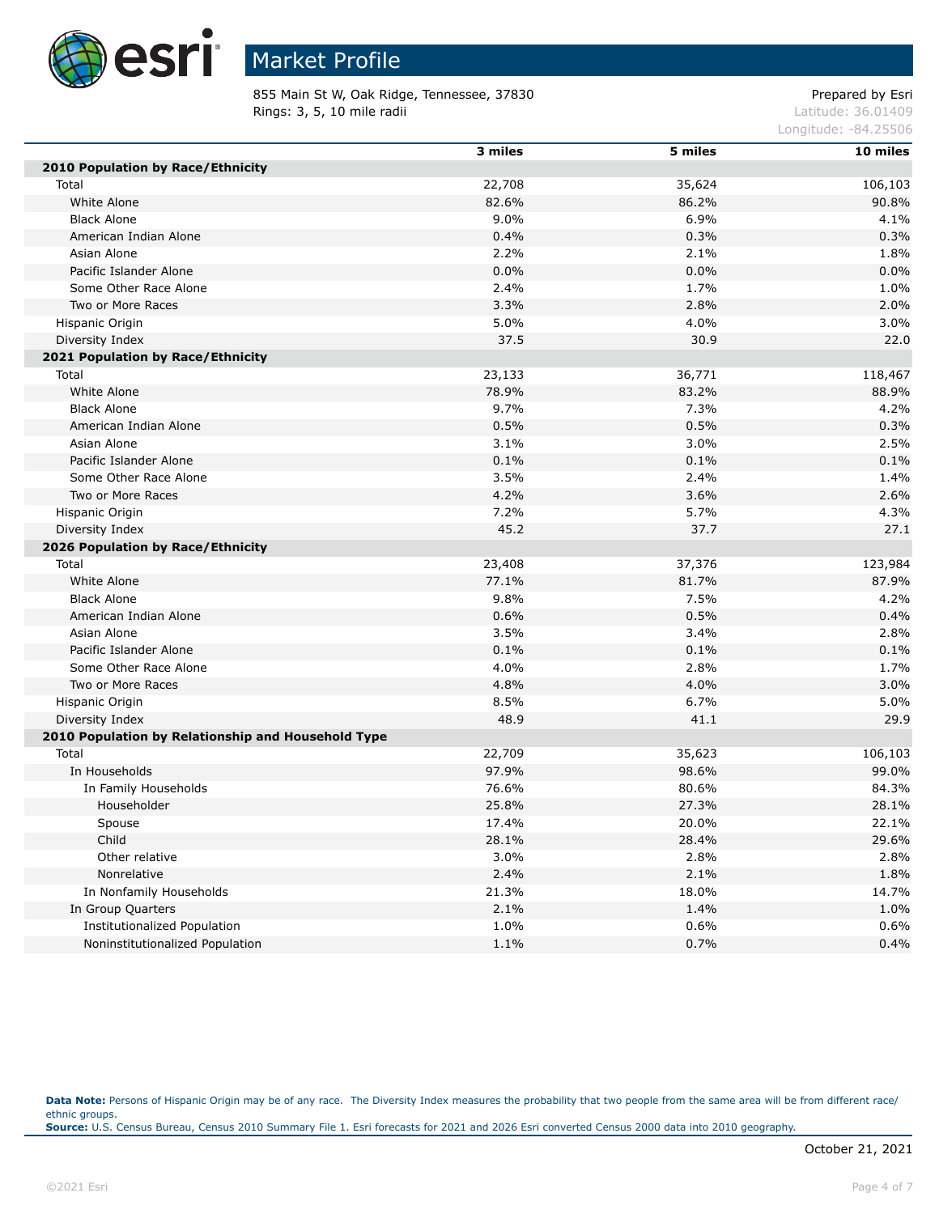# Market Profile

855 Main St W, Oak Ridge, Tennessee, 37830
Rings: 3, 5, 10 mile radii

Prepared by Esri
Latitude: 36.01409
Longitude: -84.25506

| | 3 miles | 5 miles | 10 miles |
|---|---|---|---|
| **2010 Population by Race/Ethnicity** | | | |
| Total | 22,708 | 35,624 | 106,103 |
| White Alone | 82.6% | 86.2% | 90.8% |
| Black Alone | 9.0% | 6.9% | 4.1% |
| American Indian Alone | 0.4% | 0.3% | 0.3% |
| Asian Alone | 2.2% | 2.1% | 1.8% |
| Pacific Islander Alone | 0.0% | 0.0% | 0.0% |
| Some Other Race Alone | 2.4% | 1.7% | 1.0% |
| Two or More Races | 3.3% | 2.8% | 2.0% |
| Hispanic Origin | 5.0% | 4.0% | 3.0% |
| Diversity Index | 37.5 | 30.9 | 22.0 |
| **2021 Population by Race/Ethnicity** | | | |
| Total | 23,133 | 36,771 | 118,467 |
| White Alone | 78.9% | 83.2% | 88.9% |
| Black Alone | 9.7% | 7.3% | 4.2% |
| American Indian Alone | 0.5% | 0.5% | 0.3% |
| Asian Alone | 3.1% | 3.0% | 2.5% |
| Pacific Islander Alone | 0.1% | 0.1% | 0.1% |
| Some Other Race Alone | 3.5% | 2.4% | 1.4% |
| Two or More Races | 4.2% | 3.6% | 2.6% |
| Hispanic Origin | 7.2% | 5.7% | 4.3% |
| Diversity Index | 45.2 | 37.7 | 27.1 |
| **2026 Population by Race/Ethnicity** | | | |
| Total | 23,408 | 37,376 | 123,984 |
| White Alone | 77.1% | 81.7% | 87.9% |
| Black Alone | 9.8% | 7.5% | 4.2% |
| American Indian Alone | 0.6% | 0.5% | 0.4% |
| Asian Alone | 3.5% | 3.4% | 2.8% |
| Pacific Islander Alone | 0.1% | 0.1% | 0.1% |
| Some Other Race Alone | 4.0% | 2.8% | 1.7% |
| Two or More Races | 4.8% | 4.0% | 3.0% |
| Hispanic Origin | 8.5% | 6.7% | 5.0% |
| Diversity Index | 48.9 | 41.1 | 29.9 |
| **2010 Population by Relationship and Household Type** | | | |
| Total | 22,709 | 35,623 | 106,103 |
| In Households | 97.9% | 98.6% | 99.0% |
| In Family Households | 76.6% | 80.6% | 84.3% |
| Householder | 25.8% | 27.3% | 28.1% |
| Spouse | 17.4% | 20.0% | 22.1% |
| Child | 28.1% | 28.4% | 29.6% |
| Other relative | 3.0% | 2.8% | 2.8% |
| Nonrelative | 2.4% | 2.1% | 1.8% |
| In Nonfamily Households | 21.3% | 18.0% | 14.7% |
| In Group Quarters | 2.1% | 1.4% | 1.0% |
| Institutionalized Population | 1.0% | 0.6% | 0.6% |
| Noninstitutionalized Population | 1.1% | 0.7% | 0.4% |

**Data Note:** Persons of Hispanic Origin may be of any race. The Diversity Index measures the probability that two people from the same area will be from different race/ ethnic groups.
**Source:** U.S. Census Bureau, Census 2010 Summary File 1. Esri forecasts for 2021 and 2026 Esri converted Census 2000 data into 2010 geography.

October 21, 2021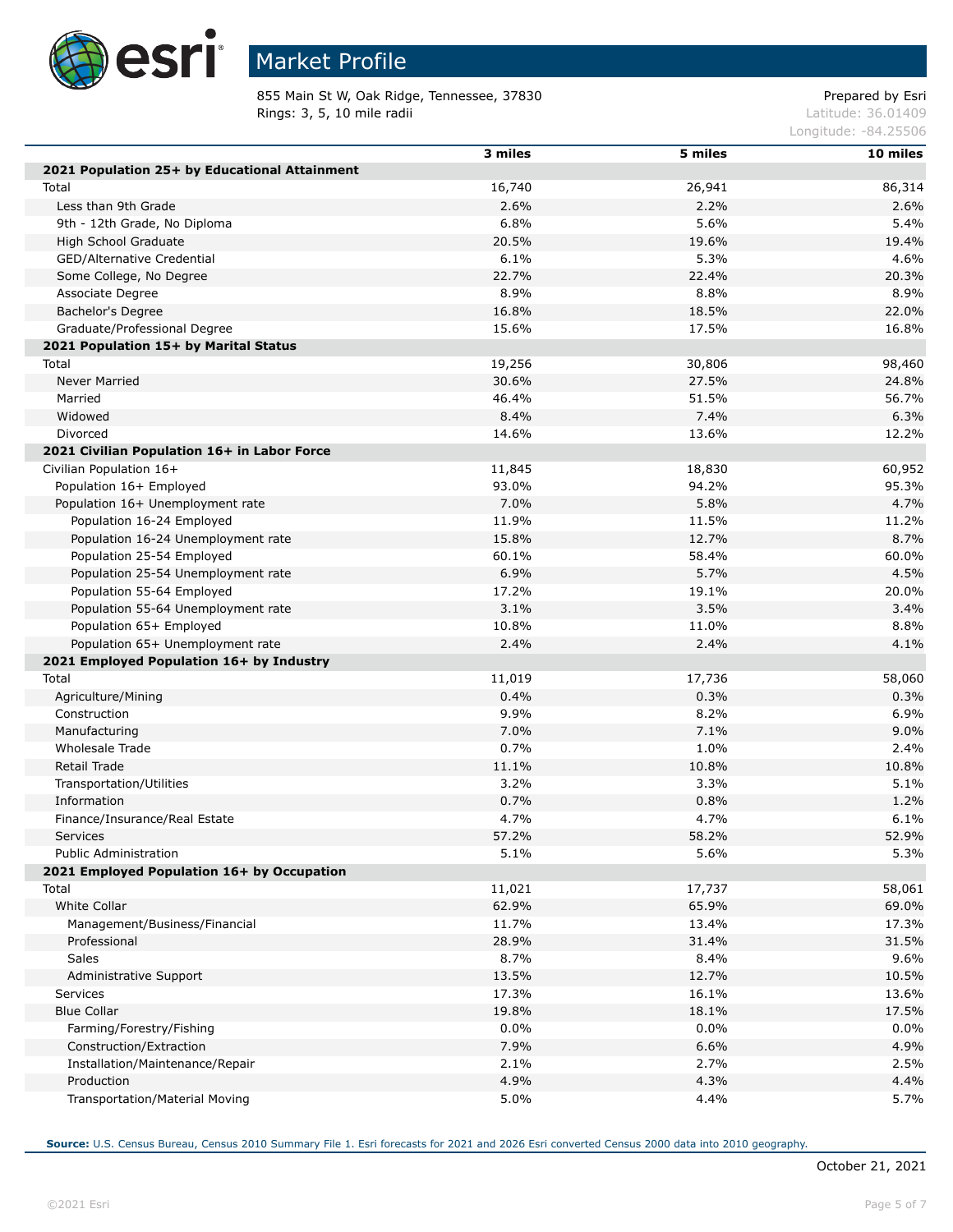# Market Profile

855 Main St W, Oak Ridge, Tennessee, 37830
Rings: 3, 5, 10 mile radii

Prepared by Esri
Latitude: 36.01409
Longitude: -84.25506

| | 3 miles | 5 miles | 10 miles |
|---|---|---|---|
| **2021 Population 25+ by Educational Attainment** | | | |
| Total | 16,740 | 26,941 | 86,314 |
| Less than 9th Grade | 2.6% | 2.2% | 2.6% |
| 9th - 12th Grade, No Diploma | 6.8% | 5.6% | 5.4% |
| High School Graduate | 20.5% | 19.6% | 19.4% |
| GED/Alternative Credential | 6.1% | 5.3% | 4.6% |
| Some College, No Degree | 22.7% | 22.4% | 20.3% |
| Associate Degree | 8.9% | 8.8% | 8.9% |
| Bachelor's Degree | 16.8% | 18.5% | 22.0% |
| Graduate/Professional Degree | 15.6% | 17.5% | 16.8% |
| **2021 Population 15+ by Marital Status** | | | |
| Total | 19,256 | 30,806 | 98,460 |
| Never Married | 30.6% | 27.5% | 24.8% |
| Married | 46.4% | 51.5% | 56.7% |
| Widowed | 8.4% | 7.4% | 6.3% |
| Divorced | 14.6% | 13.6% | 12.2% |
| **2021 Civilian Population 16+ in Labor Force** | | | |
| Civilian Population 16+ | 11,845 | 18,830 | 60,952 |
| Population 16+ Employed | 93.0% | 94.2% | 95.3% |
| Population 16+ Unemployment rate | 7.0% | 5.8% | 4.7% |
| Population 16-24 Employed | 11.9% | 11.5% | 11.2% |
| Population 16-24 Unemployment rate | 15.8% | 12.7% | 8.7% |
| Population 25-54 Employed | 60.1% | 58.4% | 60.0% |
| Population 25-54 Unemployment rate | 6.9% | 5.7% | 4.5% |
| Population 55-64 Employed | 17.2% | 19.1% | 20.0% |
| Population 55-64 Unemployment rate | 3.1% | 3.5% | 3.4% |
| Population 65+ Employed | 10.8% | 11.0% | 8.8% |
| Population 65+ Unemployment rate | 2.4% | 2.4% | 4.1% |
| **2021 Employed Population 16+ by Industry** | | | |
| Total | 11,019 | 17,736 | 58,060 |
| Agriculture/Mining | 0.4% | 0.3% | 0.3% |
| Construction | 9.9% | 8.2% | 6.9% |
| Manufacturing | 7.0% | 7.1% | 9.0% |
| Wholesale Trade | 0.7% | 1.0% | 2.4% |
| Retail Trade | 11.1% | 10.8% | 10.8% |
| Transportation/Utilities | 3.2% | 3.3% | 5.1% |
| Information | 0.7% | 0.8% | 1.2% |
| Finance/Insurance/Real Estate | 4.7% | 4.7% | 6.1% |
| Services | 57.2% | 58.2% | 52.9% |
| Public Administration | 5.1% | 5.6% | 5.3% |
| **2021 Employed Population 16+ by Occupation** | | | |
| Total | 11,021 | 17,737 | 58,061 |
| White Collar | 62.9% | 65.9% | 69.0% |
| Management/Business/Financial | 11.7% | 13.4% | 17.3% |
| Professional | 28.9% | 31.4% | 31.5% |
| Sales | 8.7% | 8.4% | 9.6% |
| Administrative Support | 13.5% | 12.7% | 10.5% |
| Services | 17.3% | 16.1% | 13.6% |
| Blue Collar | 19.8% | 18.1% | 17.5% |
| Farming/Forestry/Fishing | 0.0% | 0.0% | 0.0% |
| Construction/Extraction | 7.9% | 6.6% | 4.9% |
| Installation/Maintenance/Repair | 2.1% | 2.7% | 2.5% |
| Production | 4.9% | 4.3% | 4.4% |
| Transportation/Material Moving | 5.0% | 4.4% | 5.7% |

**Source:** U.S. Census Bureau, Census 2010 Summary File 1. Esri forecasts for 2021 and 2026 Esri converted Census 2000 data into 2010 geography.

October 21, 2021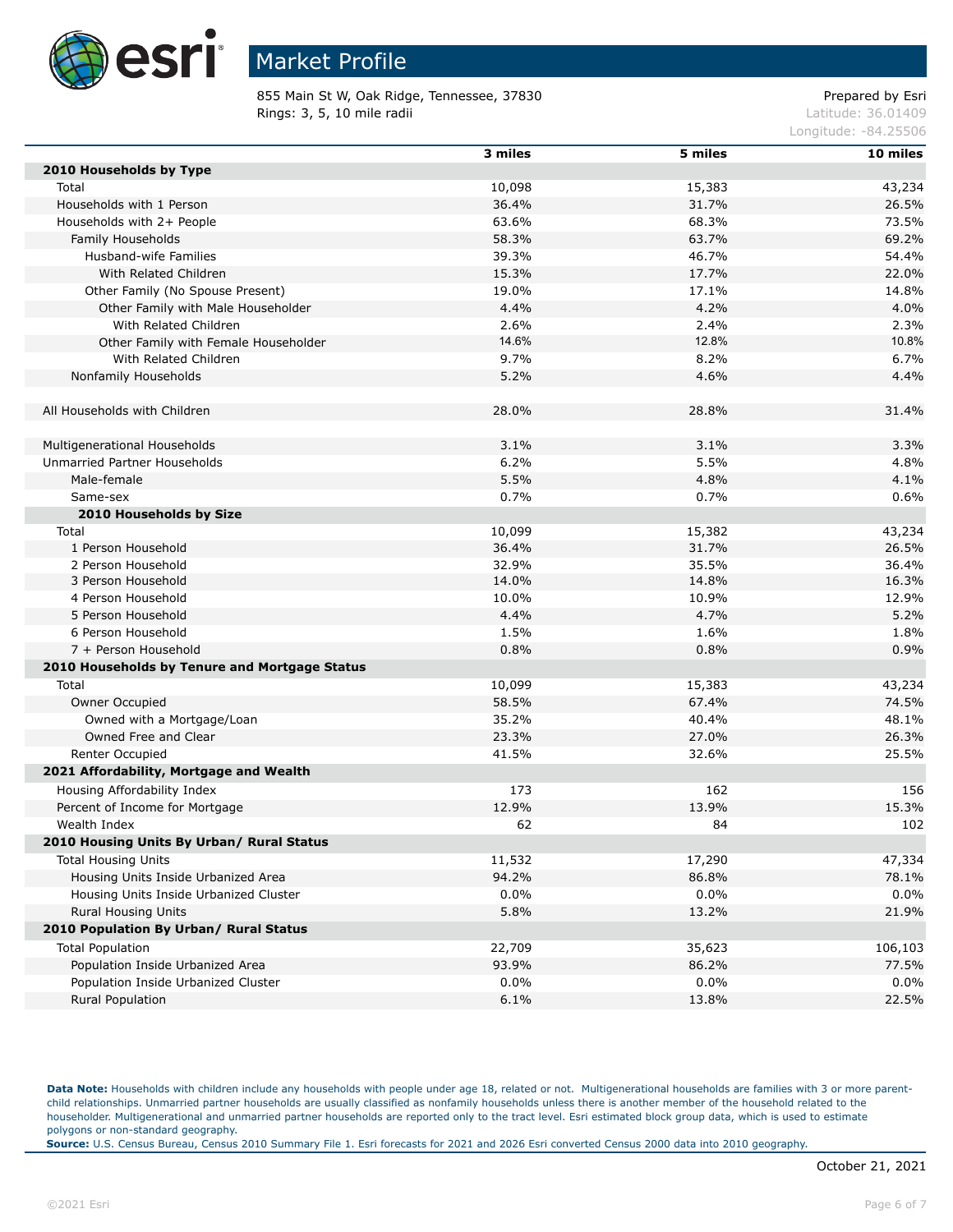# Market Profile

855 Main St W, Oak Ridge, Tennessee, 37830
Rings: 3, 5, 10 mile radii

Prepared by Esri
Latitude: 36.01409
Longitude: -84.25506

| | 3 miles | 5 miles | 10 miles |
|---|---|---|---|
| **2010 Households by Type** | | | |
| Total | 10,098 | 15,383 | 43,234 |
| Households with 1 Person | 36.4% | 31.7% | 26.5% |
| Households with 2+ People | 63.6% | 68.3% | 73.5% |
| Family Households | 58.3% | 63.7% | 69.2% |
| Husband-wife Families | 39.3% | 46.7% | 54.4% |
| With Related Children | 15.3% | 17.7% | 22.0% |
| Other Family (No Spouse Present) | 19.0% | 17.1% | 14.8% |
| Other Family with Male Householder | 4.4% | 4.2% | 4.0% |
| With Related Children | 2.6% | 2.4% | 2.3% |
| Other Family with Female Householder | 14.6% | 12.8% | 10.8% |
| With Related Children | 9.7% | 8.2% | 6.7% |
| Nonfamily Households | 5.2% | 4.6% | 4.4% |
| | | | |
| All Households with Children | 28.0% | 28.8% | 31.4% |
| | | | |
| Multigenerational Households | 3.1% | 3.1% | 3.3% |
| Unmarried Partner Households | 6.2% | 5.5% | 4.8% |
| Male-female | 5.5% | 4.8% | 4.1% |
| Same-sex | 0.7% | 0.7% | 0.6% |
| **2010 Households by Size** | | | |
| Total | 10,099 | 15,382 | 43,234 |
| 1 Person Household | 36.4% | 31.7% | 26.5% |
| 2 Person Household | 32.9% | 35.5% | 36.4% |
| 3 Person Household | 14.0% | 14.8% | 16.3% |
| 4 Person Household | 10.0% | 10.9% | 12.9% |
| 5 Person Household | 4.4% | 4.7% | 5.2% |
| 6 Person Household | 1.5% | 1.6% | 1.8% |
| 7 + Person Household | 0.8% | 0.8% | 0.9% |
| **2010 Households by Tenure and Mortgage Status** | | | |
| Total | 10,099 | 15,383 | 43,234 |
| Owner Occupied | 58.5% | 67.4% | 74.5% |
| Owned with a Mortgage/Loan | 35.2% | 40.4% | 48.1% |
| Owned Free and Clear | 23.3% | 27.0% | 26.3% |
| Renter Occupied | 41.5% | 32.6% | 25.5% |
| **2021 Affordability, Mortgage and Wealth** | | | |
| Housing Affordability Index | 173 | 162 | 156 |
| Percent of Income for Mortgage | 12.9% | 13.9% | 15.3% |
| Wealth Index | 62 | 84 | 102 |
| **2010 Housing Units By Urban/ Rural Status** | | | |
| Total Housing Units | 11,532 | 17,290 | 47,334 |
| Housing Units Inside Urbanized Area | 94.2% | 86.8% | 78.1% |
| Housing Units Inside Urbanized Cluster | 0.0% | 0.0% | 0.0% |
| Rural Housing Units | 5.8% | 13.2% | 21.9% |
| **2010 Population By Urban/ Rural Status** | | | |
| Total Population | 22,709 | 35,623 | 106,103 |
| Population Inside Urbanized Area | 93.9% | 86.2% | 77.5% |
| Population Inside Urbanized Cluster | 0.0% | 0.0% | 0.0% |
| Rural Population | 6.1% | 13.8% | 22.5% |

**Data Note:** Households with children include any households with people under age 18, related or not. Multigenerational households are families with 3 or more parent-child relationships. Unmarried partner households are usually classified as nonfamily households unless there is another member of the household related to the householder. Multigenerational and unmarried partner households are reported only to the tract level. Esri estimated block group data, which is used to estimate polygons or non-standard geography.
**Source:** U.S. Census Bureau, Census 2010 Summary File 1. Esri forecasts for 2021 and 2026 Esri converted Census 2000 data into 2010 geography.

October 21, 2021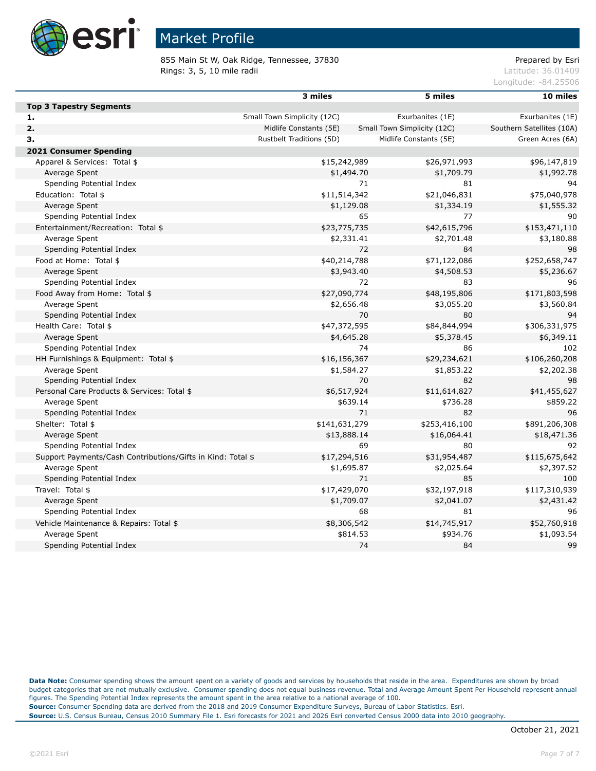# Market Profile

855 Main St W, Oak Ridge, Tennessee, 37830
Rings: 3, 5, 10 mile radii

Prepared by Esri
Latitude: 36.01409
Longitude: -84.25506

| | 3 miles | 5 miles | 10 miles |
|---|---|---|---|
| **Top 3 Tapestry Segments** | | | |
| **1.** | Small Town Simplicity (12C) | Exurbanites (1E) | Exurbanites (1E) |
| **2.** | Midlife Constants (5E) | Small Town Simplicity (12C) | Southern Satellites (10A) |
| **3.** | Rustbelt Traditions (5D) | Midlife Constants (5E) | Green Acres (6A) |
| **2021 Consumer Spending** | | | |
| Apparel & Services: Total $ | $15,242,989 | $26,971,993 | $96,147,819 |
| Average Spent | $1,494.70 | $1,709.79 | $1,992.78 |
| Spending Potential Index | 71 | 81 | 94 |
| Education: Total $ | $11,514,342 | $21,046,831 | $75,040,978 |
| Average Spent | $1,129.08 | $1,334.19 | $1,555.32 |
| Spending Potential Index | 65 | 77 | 90 |
| Entertainment/Recreation: Total $ | $23,775,735 | $42,615,796 | $153,471,110 |
| Average Spent | $2,331.41 | $2,701.48 | $3,180.88 |
| Spending Potential Index | 72 | 84 | 98 |
| Food at Home: Total $ | $40,214,788 | $71,122,086 | $252,658,747 |
| Average Spent | $3,943.40 | $4,508.53 | $5,236.67 |
| Spending Potential Index | 72 | 83 | 96 |
| Food Away from Home: Total $ | $27,090,774 | $48,195,806 | $171,803,598 |
| Average Spent | $2,656.48 | $3,055.20 | $3,560.84 |
| Spending Potential Index | 70 | 80 | 94 |
| Health Care: Total $ | $47,372,595 | $84,844,994 | $306,331,975 |
| Average Spent | $4,645.28 | $5,378.45 | $6,349.11 |
| Spending Potential Index | 74 | 86 | 102 |
| HH Furnishings & Equipment: Total $ | $16,156,367 | $29,234,621 | $106,260,208 |
| Average Spent | $1,584.27 | $1,853.22 | $2,202.38 |
| Spending Potential Index | 70 | 82 | 98 |
| Personal Care Products & Services: Total $ | $6,517,924 | $11,614,827 | $41,455,627 |
| Average Spent | $639.14 | $736.28 | $859.22 |
| Spending Potential Index | 71 | 82 | 96 |
| Shelter: Total $ | $141,631,279 | $253,416,100 | $891,206,308 |
| Average Spent | $13,888.14 | $16,064.41 | $18,471.36 |
| Spending Potential Index | 69 | 80 | 92 |
| Support Payments/Cash Contributions/Gifts in Kind: Total $ | $17,294,516 | $31,954,487 | $115,675,642 |
| Average Spent | $1,695.87 | $2,025.64 | $2,397.52 |
| Spending Potential Index | 71 | 85 | 100 |
| Travel: Total $ | $17,429,070 | $32,197,918 | $117,310,939 |
| Average Spent | $1,709.07 | $2,041.07 | $2,431.42 |
| Spending Potential Index | 68 | 81 | 96 |
| Vehicle Maintenance & Repairs: Total $ | $8,306,542 | $14,745,917 | $52,760,918 |
| Average Spent | $814.53 | $934.76 | $1,093.54 |
| Spending Potential Index | 74 | 84 | 99 |

**Data Note:** Consumer spending shows the amount spent on a variety of goods and services by households that reside in the area. Expenditures are shown by broad budget categories that are not mutually exclusive. Consumer spending does not equal business revenue. Total and Average Amount Spent Per Household represent annual figures. The Spending Potential Index represents the amount spent in the area relative to a national average of 100.
**Source:** Consumer Spending data are derived from the 2018 and 2019 Consumer Expenditure Surveys, Bureau of Labor Statistics. Esri.
**Source:** U.S. Census Bureau, Census 2010 Summary File 1. Esri forecasts for 2021 and 2026 Esri converted Census 2000 data into 2010 geography.

October 21, 2021